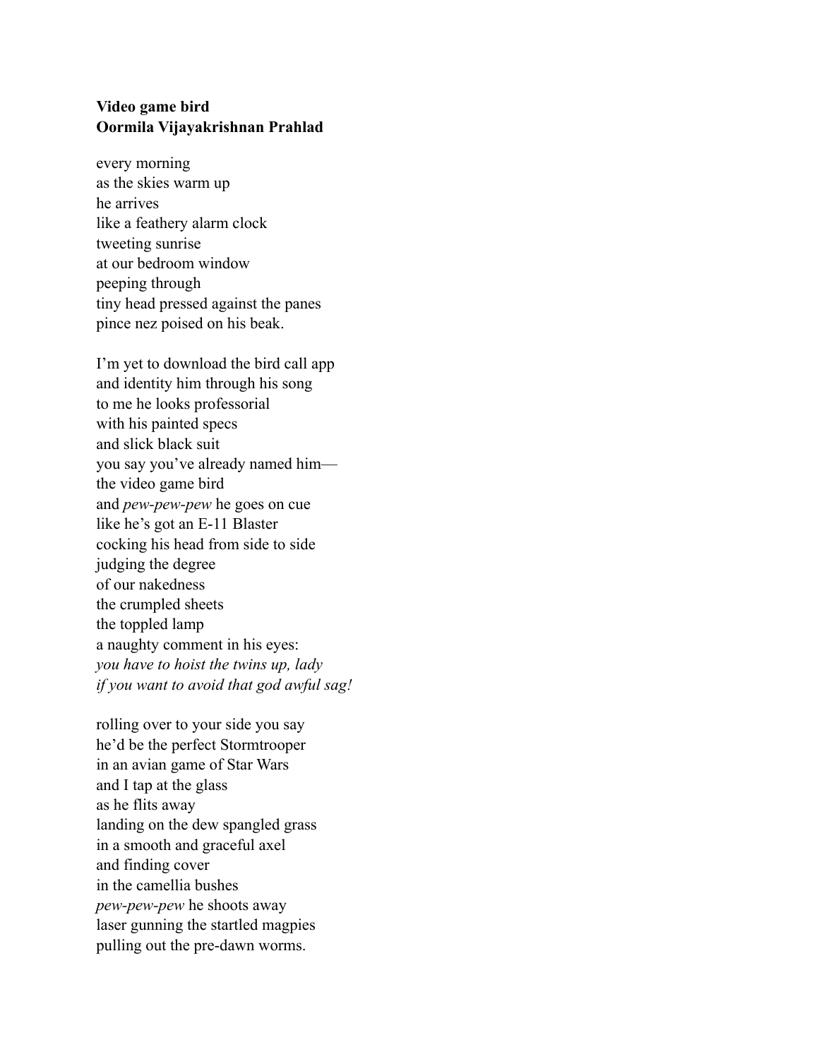**Video game bird**
**Oormila Vijayakrishnan Prahlad**

every morning
as the skies warm up
he arrives
like a feathery alarm clock
tweeting sunrise
at our bedroom window
peeping through
tiny head pressed against the panes
pince nez poised on his beak.

I'm yet to download the bird call app
and identity him through his song
to me he looks professorial
with his painted specs
and slick black suit
you say you've already named him—
the video game bird
and *pew-pew-pew* he goes on cue
like he's got an E-11 Blaster
cocking his head from side to side
judging the degree
of our nakedness
the crumpled sheets
the toppled lamp
a naughty comment in his eyes:
*you have to hoist the twins up, lady*
*if you want to avoid that god awful sag!*

rolling over to your side you say
he'd be the perfect Stormtrooper
in an avian game of Star Wars
and I tap at the glass
as he flits away
landing on the dew spangled grass
in a smooth and graceful axel
and finding cover
in the camellia bushes
*pew-pew-pew* he shoots away
laser gunning the startled magpies
pulling out the pre-dawn worms.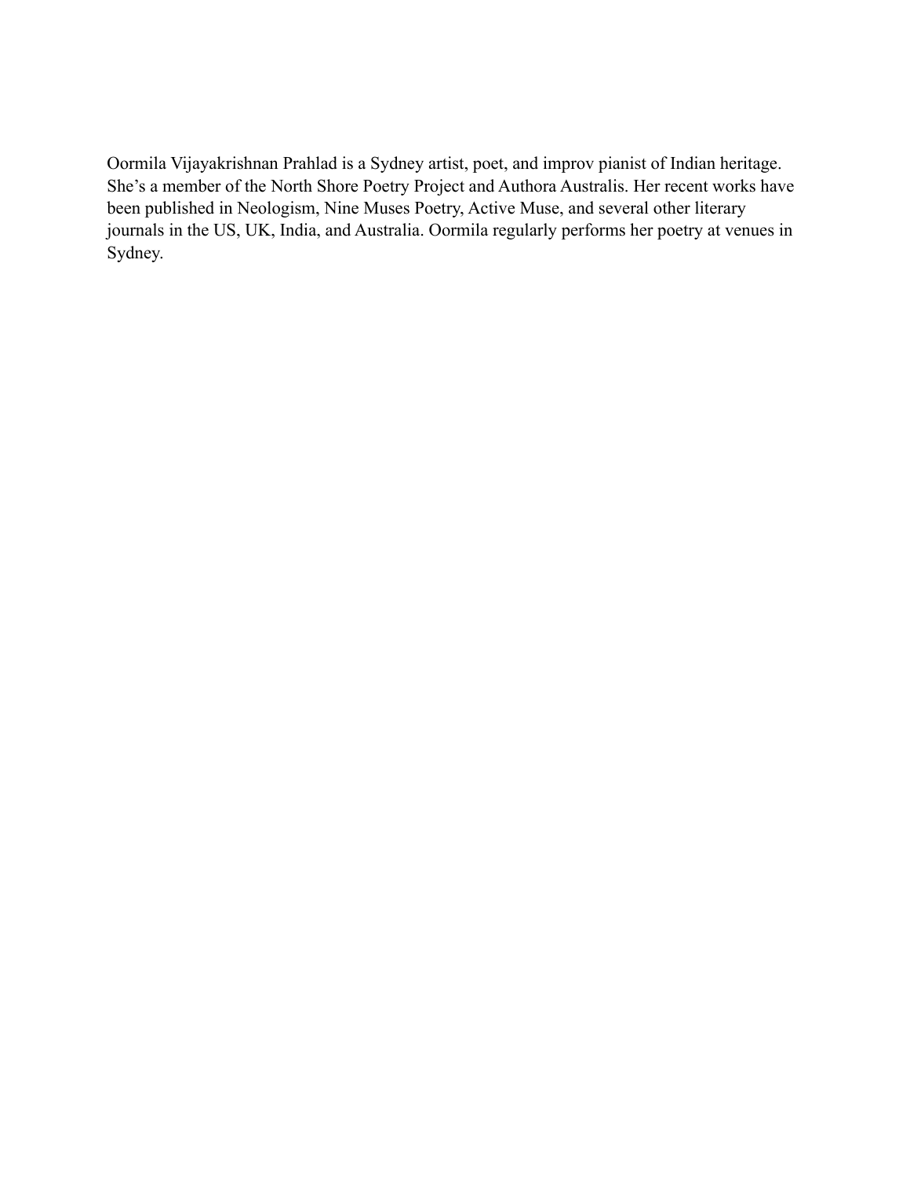Oormila Vijayakrishnan Prahlad is a Sydney artist, poet, and improv pianist of Indian heritage. She's a member of the North Shore Poetry Project and Authora Australis. Her recent works have been published in Neologism, Nine Muses Poetry, Active Muse, and several other literary journals in the US, UK, India, and Australia. Oormila regularly performs her poetry at venues in Sydney.